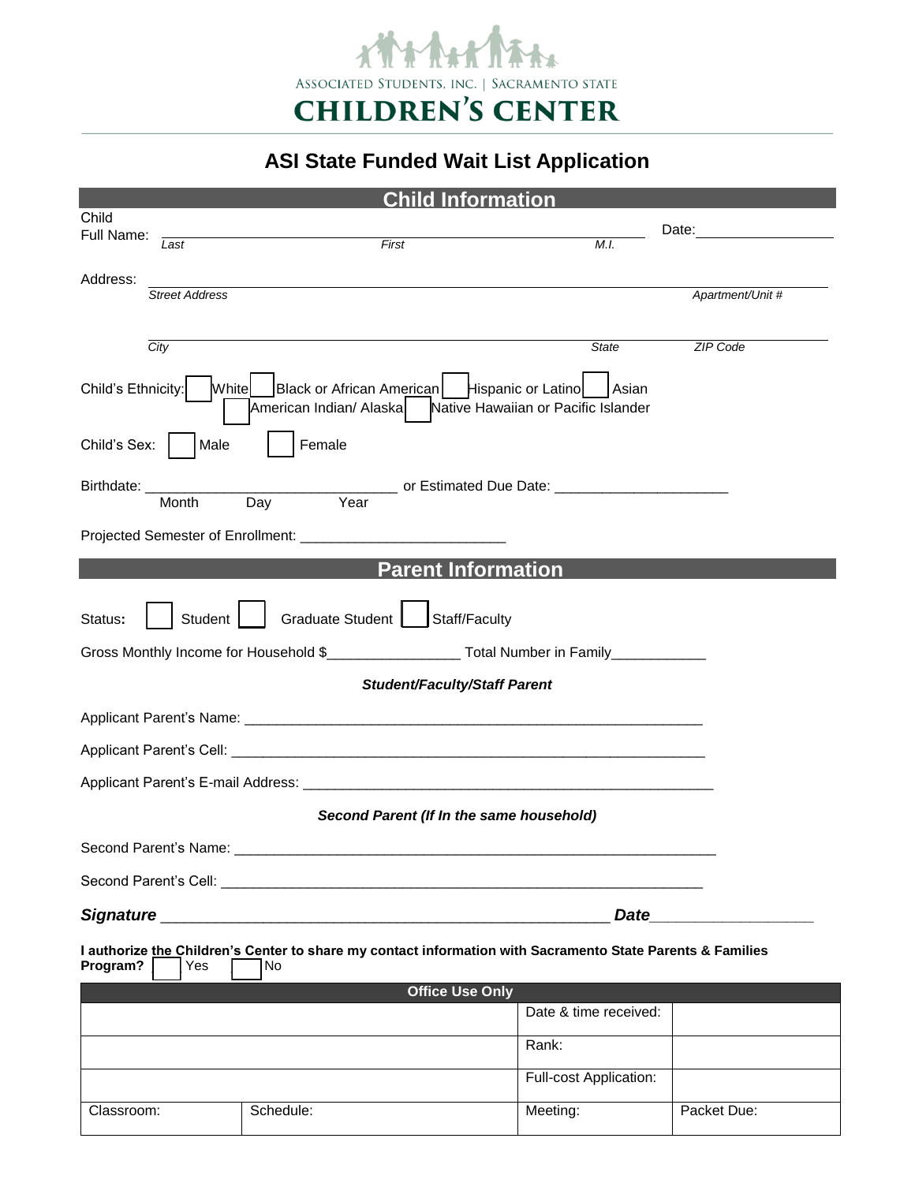ASSOCIATED STUDENTS, INC. | SACRAMENTO STATE

**CHILDREN'S CENTER**

# ASI State Funded Wait List Application

## Child Information

Child Full Name: ______________________________________________ Date: ______________
*Last* *First* *M.I.*

Address: ______________________________________________
*Street Address* *Apartment/Unit #*

______________________________________________
*City* *State* *ZIP Code*

Child's Ethnicity: ☐ White ☐ Black or African American ☐ Hispanic or Latino ☐ Asian ☐ American Indian/ Alaska ☐ Native Hawaiian or Pacific Islander

Child's Sex: ☐ Male ☐ Female

Birthdate: ______________________________ or Estimated Due Date: ____________________
Month Day Year

Projected Semester of Enrollment: ________________________

## Parent Information

Status: ☐ Student ☐ Graduate Student ☐ Staff/Faculty

Gross Monthly Income for Household $________________ Total Number in Family____________

***Student/Faculty/Staff Parent***

Applicant Parent's Name: ____________________________________________________________

Applicant Parent's Cell: ____________________________________________________________

Applicant Parent's E-mail Address: ___________________________________________________

***Second Parent (If In the same household)***

Second Parent's Name: ______________________________________________________________

Second Parent's Cell: _______________________________________________________________

***Signature*** _____________________________________________________ ***Date*** __________________

**I authorize the Children's Center to share my contact information with Sacramento State Parents & Families Program?** ☐ Yes ☐ No

| Office Use Only | | | |
|---|---|---|---|
| | | Date & time received: | |
| | | Rank: | |
| | | Full-cost Application: | |
| Classroom: | Schedule: | Meeting: | Packet Due: |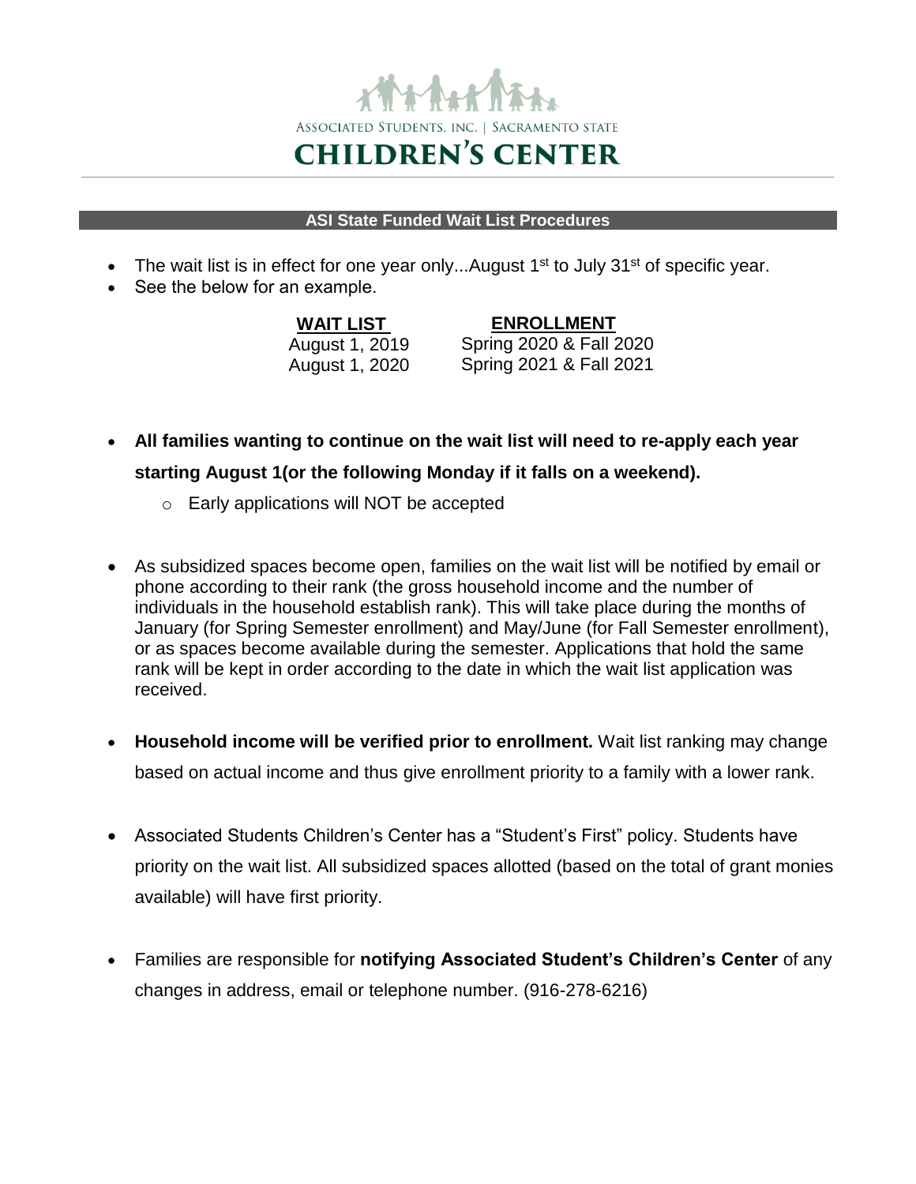ASSOCIATED STUDENTS, INC. | SACRAMENTO STATE

# CHILDREN'S CENTER

## ASI State Funded Wait List Procedures

- The wait list is in effect for one year only...August 1st to July 31st of specific year.
- See the below for an example.

| WAIT LIST | ENROLLMENT |
|---|---|
| August 1, 2019 | Spring 2020 & Fall 2020 |
| August 1, 2020 | Spring 2021 & Fall 2021 |

- **All families wanting to continue on the wait list will need to re-apply each year starting August 1(or the following Monday if it falls on a weekend).**
  - Early applications will NOT be accepted

- As subsidized spaces become open, families on the wait list will be notified by email or phone according to their rank (the gross household income and the number of individuals in the household establish rank). This will take place during the months of January (for Spring Semester enrollment) and May/June (for Fall Semester enrollment), or as spaces become available during the semester. Applications that hold the same rank will be kept in order according to the date in which the wait list application was received.

- **Household income will be verified prior to enrollment.** Wait list ranking may change based on actual income and thus give enrollment priority to a family with a lower rank.

- Associated Students Children's Center has a "Student's First" policy. Students have priority on the wait list. All subsidized spaces allotted (based on the total of grant monies available) will have first priority.

- Families are responsible for **notifying Associated Student's Children's Center** of any changes in address, email or telephone number. (916-278-6216)